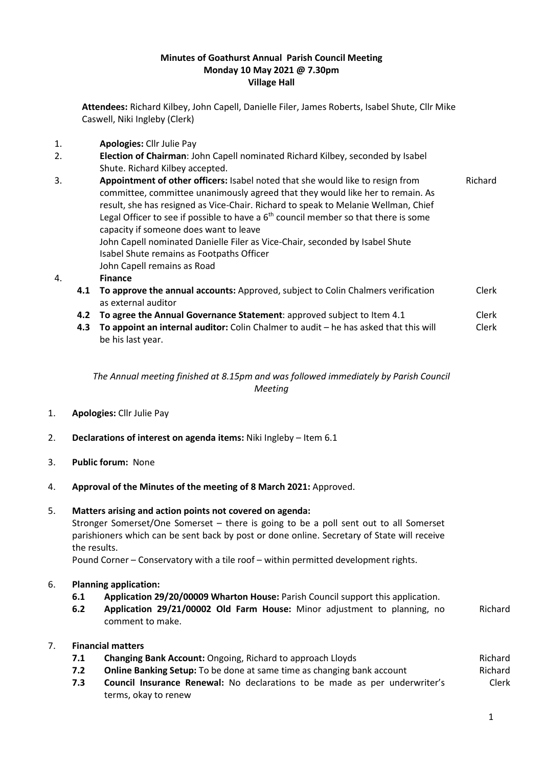**Minutes of Goathurst Annual Parish Council Meeting**
**Monday 10 May 2021 @ 7.30pm**
**Village Hall**

**Attendees:** Richard Kilbey, John Capell, Danielle Filer, James Roberts, Isabel Shute, Cllr Mike Caswell, Niki Ingleby (Clerk)

1. **Apologies:** Cllr Julie Pay
2. **Election of Chairman**: John Capell nominated Richard Kilbey, seconded by Isabel Shute. Richard Kilbey accepted.
3. **Appointment of other officers:** Isabel noted that she would like to resign from committee, committee unanimously agreed that they would like her to remain. As result, she has resigned as Vice-Chair. Richard to speak to Melanie Wellman, Chief Legal Officer to see if possible to have a 6th council member so that there is some capacity if someone does want to leave — Richard
   John Capell nominated Danielle Filer as Vice-Chair, seconded by Isabel Shute
   Isabel Shute remains as Footpaths Officer
   John Capell remains as Road
4. **Finance**
   - **4.1 To approve the annual accounts:** Approved, subject to Colin Chalmers verification as external auditor — Clerk
   - **4.2 To agree the Annual Governance Statement**: approved subject to Item 4.1 — Clerk
   - **4.3 To appoint an internal auditor:** Colin Chalmer to audit – he has asked that this will be his last year. — Clerk

*The Annual meeting finished at 8.15pm and was followed immediately by Parish Council Meeting*

1. **Apologies:** Cllr Julie Pay
2. **Declarations of interest on agenda items:** Niki Ingleby – Item 6.1
3. **Public forum:** None
4. **Approval of the Minutes of the meeting of 8 March 2021:** Approved.
5. **Matters arising and action points not covered on agenda:**
   Stronger Somerset/One Somerset – there is going to be a poll sent out to all Somerset parishioners which can be sent back by post or done online. Secretary of State will receive the results.
   Pound Corner – Conservatory with a tile roof – within permitted development rights.
6. **Planning application:**
   - **6.1 Application 29/20/00009 Wharton House:** Parish Council support this application.
   - **6.2 Application 29/21/00002 Old Farm House:** Minor adjustment to planning, no comment to make. — Richard
7. **Financial matters**
   - **7.1 Changing Bank Account:** Ongoing, Richard to approach Lloyds — Richard
   - **7.2 Online Banking Setup:** To be done at same time as changing bank account — Richard
   - **7.3 Council Insurance Renewal:** No declarations to be made as per underwriter's terms, okay to renew — Clerk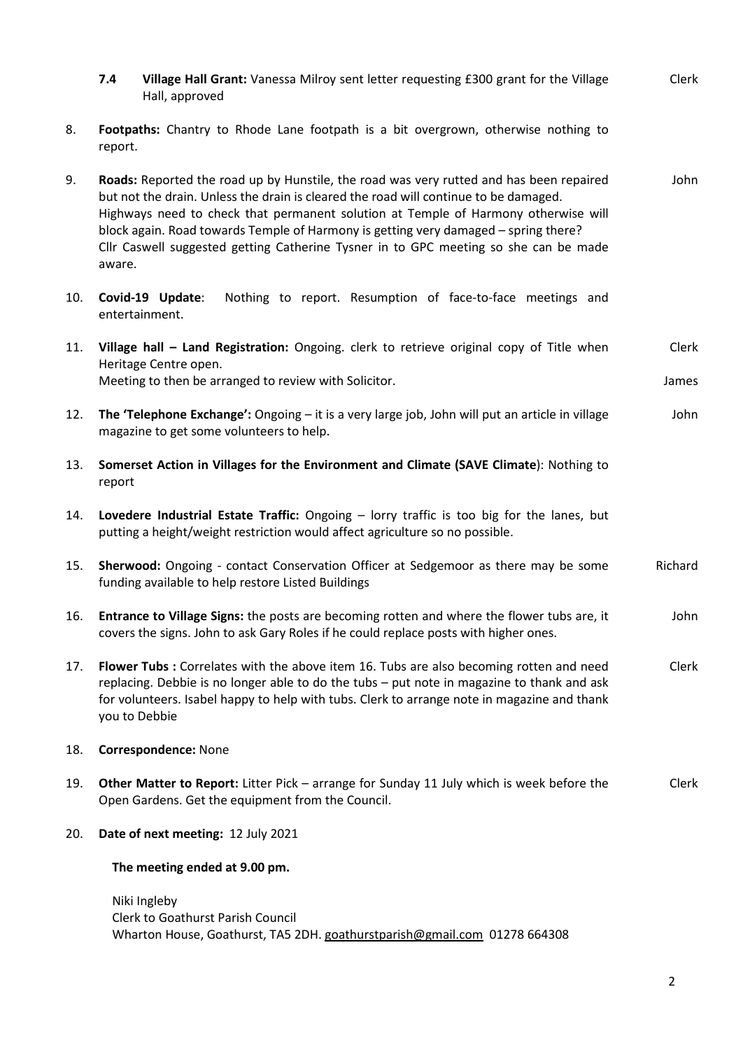| | | |
|---|---|---|
| **7.4** | **Village Hall Grant:** Vanessa Milroy sent letter requesting £300 grant for the Village Hall, approved | Clerk |
| 8. | **Footpaths:** Chantry to Rhode Lane footpath is a bit overgrown, otherwise nothing to report. | |
| 9. | **Roads:** Reported the road up by Hunstile, the road was very rutted and has been repaired but not the drain. Unless the drain is cleared the road will continue to be damaged. Highways need to check that permanent solution at Temple of Harmony otherwise will block again. Road towards Temple of Harmony is getting very damaged – spring there? Cllr Caswell suggested getting Catherine Tysner in to GPC meeting so she can be made aware. | John |
| 10. | **Covid-19 Update**: Nothing to report. Resumption of face-to-face meetings and entertainment. | |
| 11. | **Village hall – Land Registration:** Ongoing. clerk to retrieve original copy of Title when Heritage Centre open. Meeting to then be arranged to review with Solicitor. | Clerk James |
| 12. | **The 'Telephone Exchange':** Ongoing – it is a very large job, John will put an article in village magazine to get some volunteers to help. | John |
| 13. | **Somerset Action in Villages for the Environment and Climate (SAVE Climate**): Nothing to report | |
| 14. | **Lovedere Industrial Estate Traffic:** Ongoing – lorry traffic is too big for the lanes, but putting a height/weight restriction would affect agriculture so no possible. | |
| 15. | **Sherwood:** Ongoing - contact Conservation Officer at Sedgemoor as there may be some funding available to help restore Listed Buildings | Richard |
| 16. | **Entrance to Village Signs:** the posts are becoming rotten and where the flower tubs are, it covers the signs. John to ask Gary Roles if he could replace posts with higher ones. | John |
| 17. | **Flower Tubs :** Correlates with the above item 16. Tubs are also becoming rotten and need replacing. Debbie is no longer able to do the tubs – put note in magazine to thank and ask for volunteers. Isabel happy to help with tubs. Clerk to arrange note in magazine and thank you to Debbie | Clerk |
| 18. | **Correspondence:** None | |
| 19. | **Other Matter to Report:** Litter Pick – arrange for Sunday 11 July which is week before the Open Gardens. Get the equipment from the Council. | Clerk |
| 20. | **Date of next meeting:** 12 July 2021 | |

**The meeting ended at 9.00 pm.**

Niki Ingleby
Clerk to Goathurst Parish Council
Wharton House, Goathurst, TA5 2DH. goathurstparish@gmail.com 01278 664308